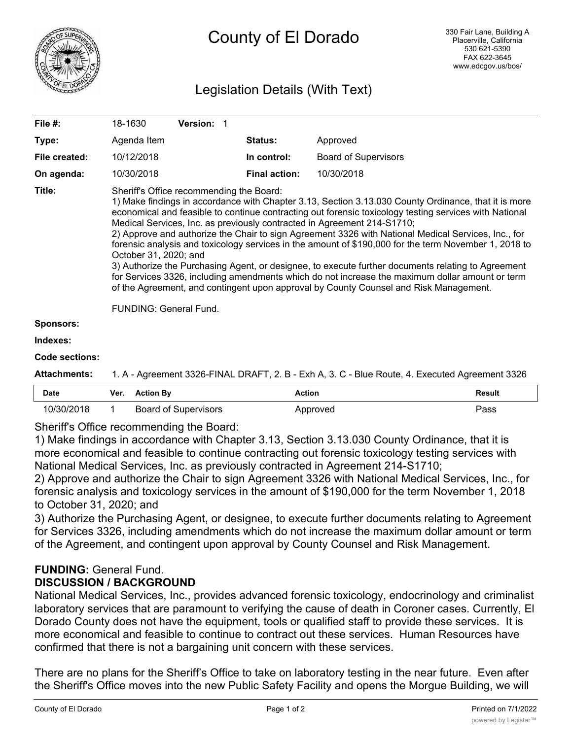# County of El Dorado

330 Fair Lane, Building A
Placerville, California
530 621-5390
FAX 622-3645
www.edcgov.us/bos/

## Legislation Details (With Text)

| | | | |
|---|---|---|---|
| **File #:** | 18-1630 **Version:** 1 | | |
| **Type:** | Agenda Item | **Status:** | Approved |
| **File created:** | 10/12/2018 | **In control:** | Board of Supervisors |
| **On agenda:** | 10/30/2018 | **Final action:** | 10/30/2018 |

**Title:** Sheriff's Office recommending the Board:
1) Make findings in accordance with Chapter 3.13, Section 3.13.030 County Ordinance, that it is more economical and feasible to continue contracting out forensic toxicology testing services with National Medical Services, Inc. as previously contracted in Agreement 214-S1710;
2) Approve and authorize the Chair to sign Agreement 3326 with National Medical Services, Inc., for forensic analysis and toxicology services in the amount of $190,000 for the term November 1, 2018 to October 31, 2020; and
3) Authorize the Purchasing Agent, or designee, to execute further documents relating to Agreement for Services 3326, including amendments which do not increase the maximum dollar amount or term of the Agreement, and contingent upon approval by County Counsel and Risk Management.

FUNDING: General Fund.

**Sponsors:**

**Indexes:**

**Code sections:**

**Attachments:** 1. A - Agreement 3326-FINAL DRAFT, 2. B - Exh A, 3. C - Blue Route, 4. Executed Agreement 3326

| Date | Ver. | Action By | Action | Result |
|---|---|---|---|---|
| 10/30/2018 | 1 | Board of Supervisors | Approved | Pass |

Sheriff's Office recommending the Board:
1) Make findings in accordance with Chapter 3.13, Section 3.13.030 County Ordinance, that it is more economical and feasible to continue contracting out forensic toxicology testing services with National Medical Services, Inc. as previously contracted in Agreement 214-S1710;
2) Approve and authorize the Chair to sign Agreement 3326 with National Medical Services, Inc., for forensic analysis and toxicology services in the amount of $190,000 for the term November 1, 2018 to October 31, 2020; and
3) Authorize the Purchasing Agent, or designee, to execute further documents relating to Agreement for Services 3326, including amendments which do not increase the maximum dollar amount or term of the Agreement, and contingent upon approval by County Counsel and Risk Management.

**FUNDING:** General Fund.

**DISCUSSION / BACKGROUND**

National Medical Services, Inc., provides advanced forensic toxicology, endocrinology and criminalist laboratory services that are paramount to verifying the cause of death in Coroner cases. Currently, El Dorado County does not have the equipment, tools or qualified staff to provide these services. It is more economical and feasible to continue to contract out these services. Human Resources have confirmed that there is not a bargaining unit concern with these services.

There are no plans for the Sheriff's Office to take on laboratory testing in the near future. Even after the Sheriff's Office moves into the new Public Safety Facility and opens the Morgue Building, we will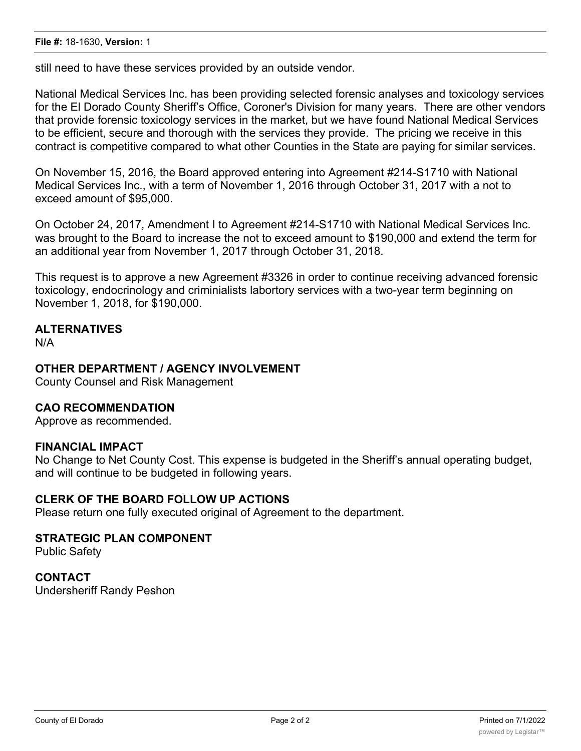still need to have these services provided by an outside vendor.

National Medical Services Inc. has been providing selected forensic analyses and toxicology services for the El Dorado County Sheriff's Office, Coroner's Division for many years. There are other vendors that provide forensic toxicology services in the market, but we have found National Medical Services to be efficient, secure and thorough with the services they provide. The pricing we receive in this contract is competitive compared to what other Counties in the State are paying for similar services.

On November 15, 2016, the Board approved entering into Agreement #214-S1710 with National Medical Services Inc., with a term of November 1, 2016 through October 31, 2017 with a not to exceed amount of $95,000.

On October 24, 2017, Amendment I to Agreement #214-S1710 with National Medical Services Inc. was brought to the Board to increase the not to exceed amount to $190,000 and extend the term for an additional year from November 1, 2017 through October 31, 2018.

This request is to approve a new Agreement #3326 in order to continue receiving advanced forensic toxicology, endocrinology and criminialists labortory services with a two-year term beginning on November 1, 2018, for $190,000.

**ALTERNATIVES**
N/A

**OTHER DEPARTMENT / AGENCY INVOLVEMENT**
County Counsel and Risk Management

**CAO RECOMMENDATION**
Approve as recommended.

**FINANCIAL IMPACT**
No Change to Net County Cost. This expense is budgeted in the Sheriff's annual operating budget, and will continue to be budgeted in following years.

**CLERK OF THE BOARD FOLLOW UP ACTIONS**
Please return one fully executed original of Agreement to the department.

**STRATEGIC PLAN COMPONENT**
Public Safety

**CONTACT**
Undersheriff Randy Peshon